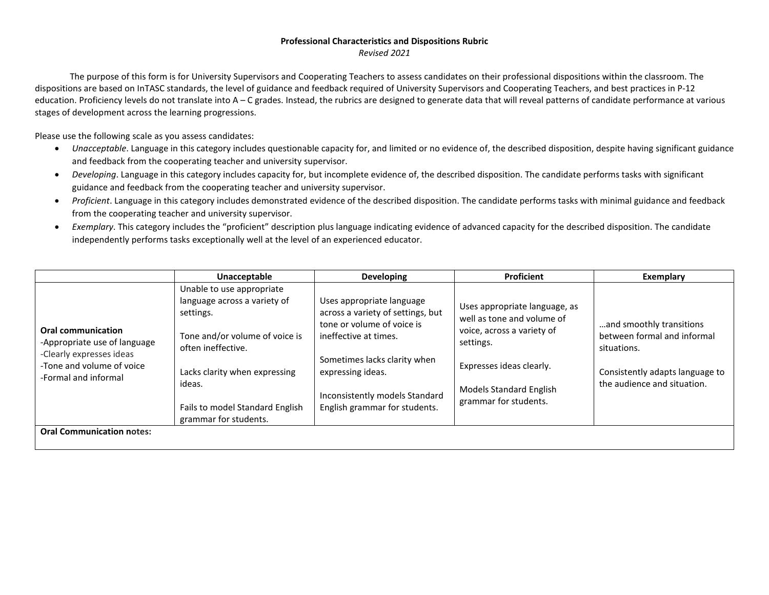**Professional Characteristics and Dispositions Rubric**

*Revised 2021*

The purpose of this form is for University Supervisors and Cooperating Teachers to assess candidates on their professional dispositions within the classroom. The dispositions are based on InTASC standards, the level of guidance and feedback required of University Supervisors and Cooperating Teachers, and best practices in P-12 education. Proficiency levels do not translate into A – C grades. Instead, the rubrics are designed to generate data that will reveal patterns of candidate performance at various stages of development across the learning progressions.

Please use the following scale as you assess candidates:

- *Unacceptable*. Language in this category includes questionable capacity for, and limited or no evidence of, the described disposition, despite having significant guidance and feedback from the cooperating teacher and university supervisor.
- *Developing*. Language in this category includes capacity for, but incomplete evidence of, the described disposition. The candidate performs tasks with significant guidance and feedback from the cooperating teacher and university supervisor.
- *Proficient*. Language in this category includes demonstrated evidence of the described disposition. The candidate performs tasks with minimal guidance and feedback from the cooperating teacher and university supervisor.
- *Exemplary*. This category includes the "proficient" description plus language indicating evidence of advanced capacity for the described disposition. The candidate independently performs tasks exceptionally well at the level of an experienced educator.

| | Unacceptable | Developing | Proficient | Exemplary |
|---|---|---|---|---|
| **Oral communication**<br>-Appropriate use of language<br>-Clearly expresses ideas<br>-Tone and volume of voice<br>-Formal and informal | Unable to use appropriate language across a variety of settings.<br><br>Tone and/or volume of voice is often ineffective.<br><br>Lacks clarity when expressing ideas.<br><br>Fails to model Standard English grammar for students. | Uses appropriate language across a variety of settings, but tone or volume of voice is ineffective at times.<br><br>Sometimes lacks clarity when expressing ideas.<br><br>Inconsistently models Standard English grammar for students. | Uses appropriate language, as well as tone and volume of voice, across a variety of settings.<br><br>Expresses ideas clearly.<br><br>Models Standard English grammar for students. | …and smoothly transitions between formal and informal situations.<br><br>Consistently adapts language to the audience and situation. |
| **Oral Communication notes:** | | | | |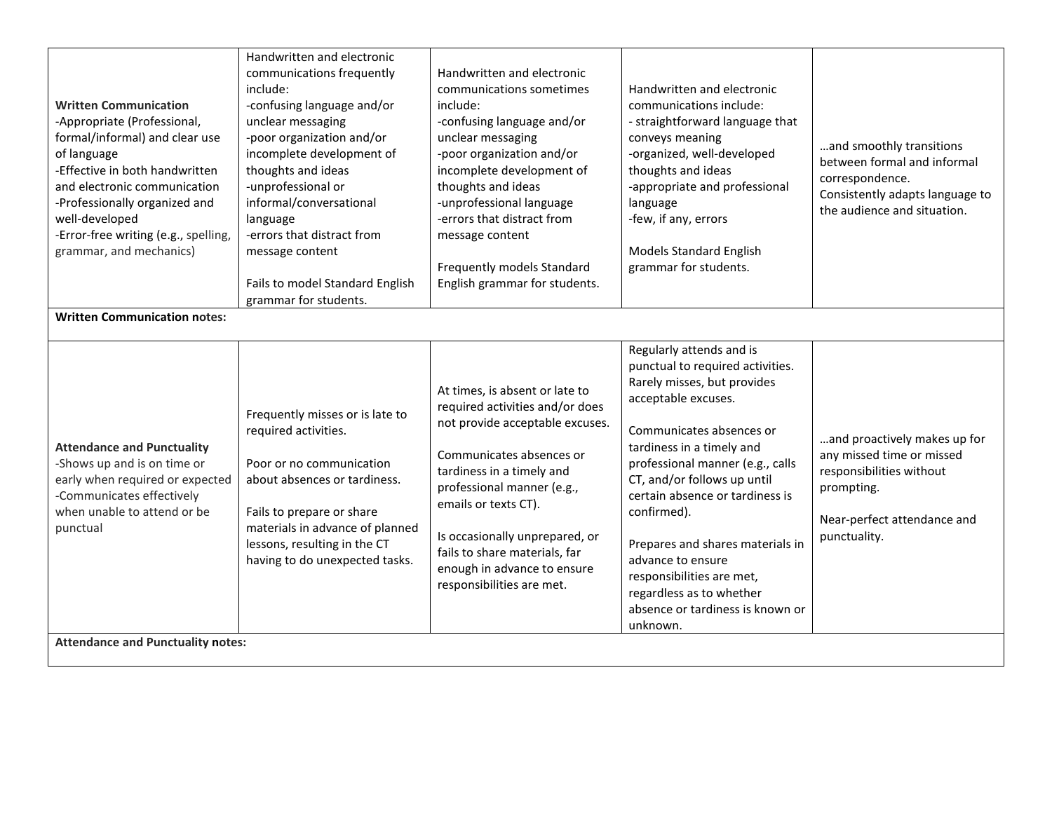| | | | | |
|---|---|---|---|---|
| **Written Communication**<br>-Appropriate (Professional, formal/informal) and clear use of language<br>-Effective in both handwritten and electronic communication<br>-Professionally organized and well-developed<br>-Error-free writing (e.g., spelling, grammar, and mechanics) | Handwritten and electronic communications frequently include:<br>-confusing language and/or unclear messaging<br>-poor organization and/or incomplete development of thoughts and ideas<br>-unprofessional or informal/conversational language<br>-errors that distract from message content<br><br>Fails to model Standard English grammar for students. | Handwritten and electronic communications sometimes include:<br>-confusing language and/or unclear messaging<br>-poor organization and/or incomplete development of thoughts and ideas<br>-unprofessional language<br>-errors that distract from message content<br><br>Frequently models Standard English grammar for students. | Handwritten and electronic communications include:<br>- straightforward language that conveys meaning<br>-organized, well-developed thoughts and ideas<br>-appropriate and professional language<br>-few, if any, errors<br><br>Models Standard English grammar for students. | …and smoothly transitions between formal and informal correspondence.<br>Consistently adapts language to the audience and situation. |
| **Written Communication notes:** | | | | |
| **Attendance and Punctuality**<br>-Shows up and is on time or early when required or expected<br>-Communicates effectively when unable to attend or be punctual | Frequently misses or is late to required activities.<br><br>Poor or no communication about absences or tardiness.<br><br>Fails to prepare or share materials in advance of planned lessons, resulting in the CT having to do unexpected tasks. | At times, is absent or late to required activities and/or does not provide acceptable excuses.<br><br>Communicates absences or tardiness in a timely and professional manner (e.g., emails or texts CT).<br><br>Is occasionally unprepared, or fails to share materials, far enough in advance to ensure responsibilities are met. | Regularly attends and is punctual to required activities. Rarely misses, but provides acceptable excuses.<br><br>Communicates absences or tardiness in a timely and professional manner (e.g., calls CT, and/or follows up until certain absence or tardiness is confirmed).<br><br>Prepares and shares materials in advance to ensure responsibilities are met, regardless as to whether absence or tardiness is known or unknown. | …and proactively makes up for any missed time or missed responsibilities without prompting.<br><br>Near-perfect attendance and punctuality. |
| **Attendance and Punctuality notes:** | | | | |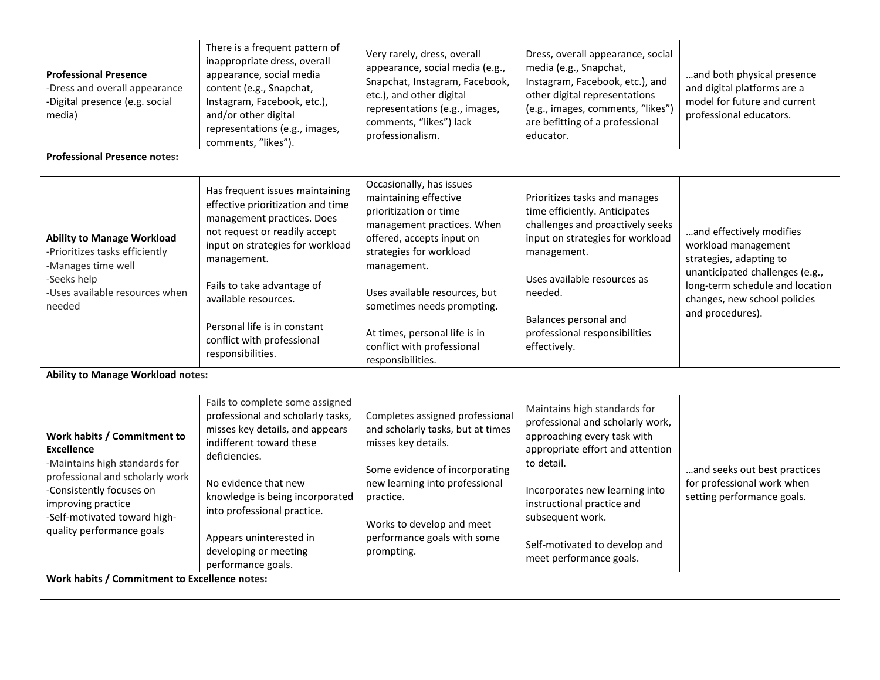| | | | | |
|---|---|---|---|---|
| **Professional Presence**<br>-Dress and overall appearance<br>-Digital presence (e.g. social media) | There is a frequent pattern of inappropriate dress, overall appearance, social media content (e.g., Snapchat, Instagram, Facebook, etc.), and/or other digital representations (e.g., images, comments, "likes"). | Very rarely, dress, overall appearance, social media (e.g., Snapchat, Instagram, Facebook, etc.), and other digital representations (e.g., images, comments, "likes") lack professionalism. | Dress, overall appearance, social media (e.g., Snapchat, Instagram, Facebook, etc.), and other digital representations (e.g., images, comments, "likes") are befitting of a professional educator. | …and both physical presence and digital platforms are a model for future and current professional educators. |
| **Professional Presence notes:** | | | | |
| **Ability to Manage Workload**<br>-Prioritizes tasks efficiently<br>-Manages time well<br>-Seeks help<br>-Uses available resources when needed | Has frequent issues maintaining effective prioritization and time management practices. Does not request or readily accept input on strategies for workload management.<br><br>Fails to take advantage of available resources.<br><br>Personal life is in constant conflict with professional responsibilities. | Occasionally, has issues maintaining effective prioritization or time management practices. When offered, accepts input on strategies for workload management.<br><br>Uses available resources, but sometimes needs prompting.<br><br>At times, personal life is in conflict with professional responsibilities. | Prioritizes tasks and manages time efficiently. Anticipates challenges and proactively seeks input on strategies for workload management.<br><br>Uses available resources as needed.<br><br>Balances personal and professional responsibilities effectively. | …and effectively modifies workload management strategies, adapting to unanticipated challenges (e.g., long-term schedule and location changes, new school policies and procedures). |
| **Ability to Manage Workload notes:** | | | | |
| **Work habits / Commitment to Excellence**<br>-Maintains high standards for professional and scholarly work<br>-Consistently focuses on improving practice<br>-Self-motivated toward high-quality performance goals | Fails to complete some assigned professional and scholarly tasks, misses key details, and appears indifferent toward these deficiencies.<br><br>No evidence that new knowledge is being incorporated into professional practice.<br><br>Appears uninterested in developing or meeting performance goals. | Completes assigned professional and scholarly tasks, but at times misses key details.<br><br>Some evidence of incorporating new learning into professional practice.<br><br>Works to develop and meet performance goals with some prompting. | Maintains high standards for professional and scholarly work, approaching every task with appropriate effort and attention to detail.<br><br>Incorporates new learning into instructional practice and subsequent work.<br><br>Self-motivated to develop and meet performance goals. | …and seeks out best practices for professional work when setting performance goals. |
| **Work habits / Commitment to Excellence notes:** | | | | |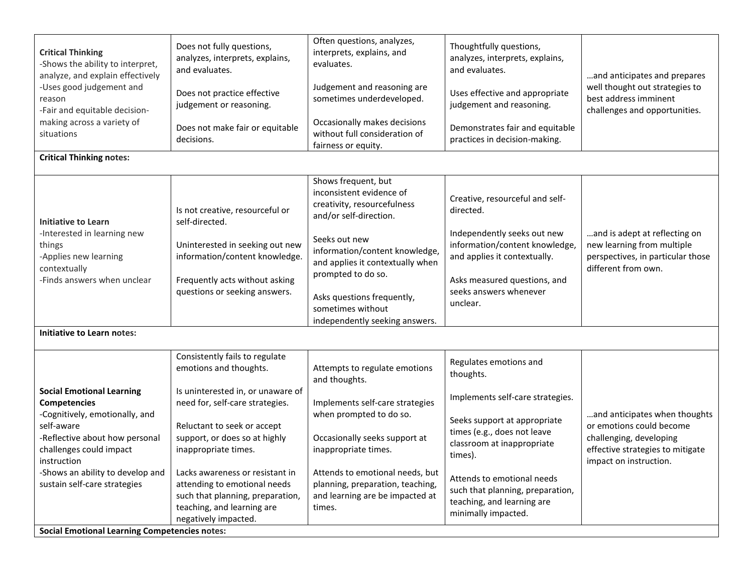| | | | | |
|---|---|---|---|---|
| **Critical Thinking**<br>-Shows the ability to interpret, analyze, and explain effectively<br>-Uses good judgement and reason<br>-Fair and equitable decision-making across a variety of situations | Does not fully questions, analyzes, interprets, explains, and evaluates.<br><br>Does not practice effective judgement or reasoning.<br><br>Does not make fair or equitable decisions. | Often questions, analyzes, interprets, explains, and evaluates.<br><br>Judgement and reasoning are sometimes underdeveloped.<br><br>Occasionally makes decisions without full consideration of fairness or equity. | Thoughtfully questions, analyzes, interprets, explains, and evaluates.<br><br>Uses effective and appropriate judgement and reasoning.<br><br>Demonstrates fair and equitable practices in decision-making. | …and anticipates and prepares well thought out strategies to best address imminent challenges and opportunities. |
| **Critical Thinking notes:** | | | | |
| **Initiative to Learn**<br>-Interested in learning new things<br>-Applies new learning contextually<br>-Finds answers when unclear | Is not creative, resourceful or self-directed.<br><br>Uninterested in seeking out new information/content knowledge.<br><br>Frequently acts without asking questions or seeking answers. | Shows frequent, but inconsistent evidence of creativity, resourcefulness and/or self-direction.<br><br>Seeks out new information/content knowledge, and applies it contextually when prompted to do so.<br><br>Asks questions frequently, sometimes without independently seeking answers. | Creative, resourceful and self-directed.<br><br>Independently seeks out new information/content knowledge, and applies it contextually.<br><br>Asks measured questions, and seeks answers whenever unclear. | …and is adept at reflecting on new learning from multiple perspectives, in particular those different from own. |
| **Initiative to Learn notes:** | | | | |
| **Social Emotional Learning Competencies**<br>-Cognitively, emotionally, and self-aware<br>-Reflective about how personal challenges could impact instruction<br>-Shows an ability to develop and sustain self-care strategies | Consistently fails to regulate emotions and thoughts.<br><br>Is uninterested in, or unaware of need for, self-care strategies.<br><br>Reluctant to seek or accept support, or does so at highly inappropriate times.<br><br>Lacks awareness or resistant in attending to emotional needs such that planning, preparation, teaching, and learning are negatively impacted. | Attempts to regulate emotions and thoughts.<br><br>Implements self-care strategies when prompted to do so.<br><br>Occasionally seeks support at inappropriate times.<br><br>Attends to emotional needs, but planning, preparation, teaching, and learning are be impacted at times. | Regulates emotions and thoughts.<br><br>Implements self-care strategies.<br><br>Seeks support at appropriate times (e.g., does not leave classroom at inappropriate times).<br><br>Attends to emotional needs such that planning, preparation, teaching, and learning are minimally impacted. | …and anticipates when thoughts or emotions could become challenging, developing effective strategies to mitigate impact on instruction. |
| **Social Emotional Learning Competencies notes:** | | | | |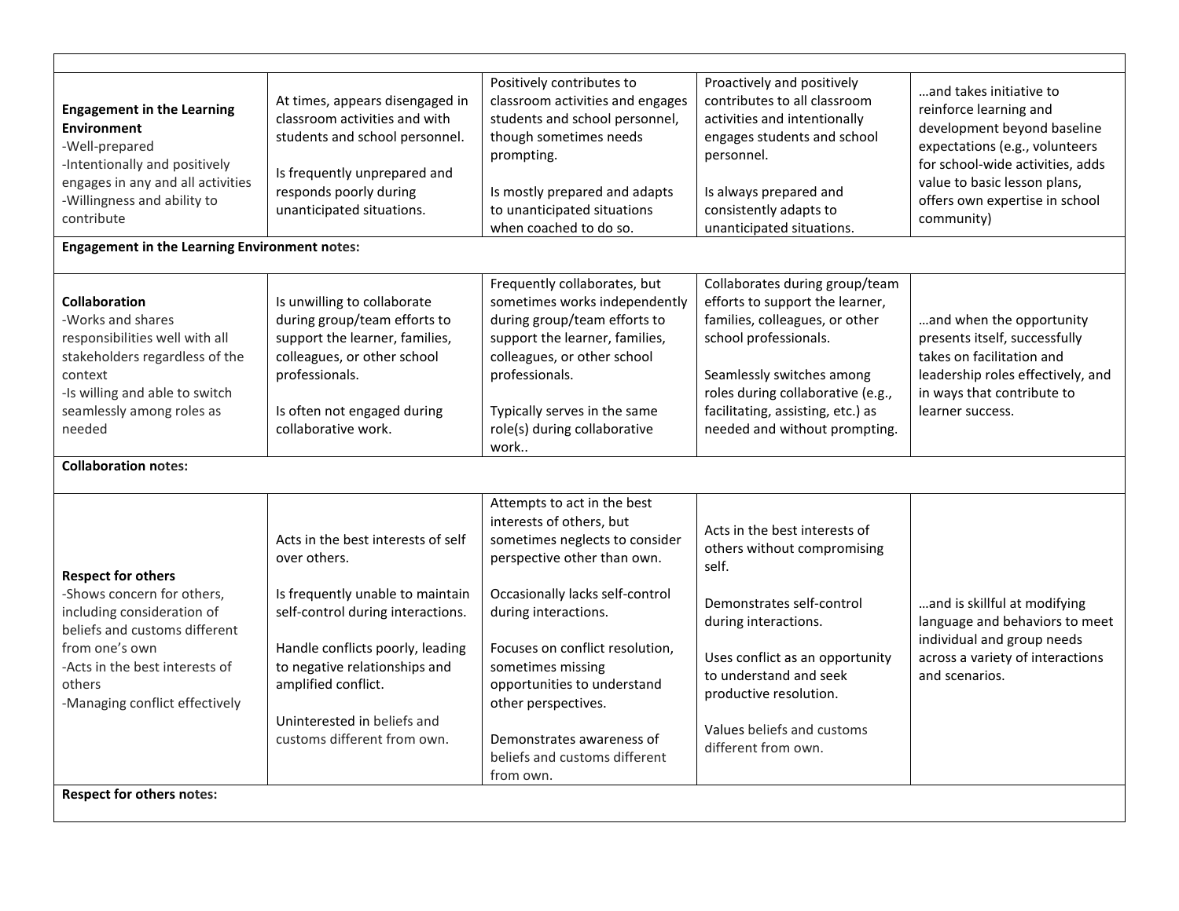| | | | | |
|---|---|---|---|---|
| **Engagement in the Learning Environment**<br>-Well-prepared<br>-Intentionally and positively engages in any and all activities<br>-Willingness and ability to contribute | At times, appears disengaged in classroom activities and with students and school personnel.<br><br>Is frequently unprepared and responds poorly during unanticipated situations. | Positively contributes to classroom activities and engages students and school personnel, though sometimes needs prompting.<br><br>Is mostly prepared and adapts to unanticipated situations when coached to do so. | Proactively and positively contributes to all classroom activities and intentionally engages students and school personnel.<br><br>Is always prepared and consistently adapts to unanticipated situations. | …and takes initiative to reinforce learning and development beyond baseline expectations (e.g., volunteers for school-wide activities, adds value to basic lesson plans, offers own expertise in school community) |
| **Engagement in the Learning Environment notes:** | | | | |
| **Collaboration**<br>-Works and shares responsibilities well with all stakeholders regardless of the context<br>-Is willing and able to switch seamlessly among roles as needed | Is unwilling to collaborate during group/team efforts to support the learner, families, colleagues, or other school professionals.<br><br>Is often not engaged during collaborative work. | Frequently collaborates, but sometimes works independently during group/team efforts to support the learner, families, colleagues, or other school professionals.<br><br>Typically serves in the same role(s) during collaborative work.. | Collaborates during group/team efforts to support the learner, families, colleagues, or other school professionals.<br><br>Seamlessly switches among roles during collaborative (e.g., facilitating, assisting, etc.) as needed and without prompting. | …and when the opportunity presents itself, successfully takes on facilitation and leadership roles effectively, and in ways that contribute to learner success. |
| **Collaboration notes:** | | | | |
| **Respect for others**<br>-Shows concern for others, including consideration of beliefs and customs different from one's own<br>-Acts in the best interests of others<br>-Managing conflict effectively | Acts in the best interests of self over others.<br><br>Is frequently unable to maintain self-control during interactions.<br><br>Handle conflicts poorly, leading to negative relationships and amplified conflict.<br><br>Uninterested in beliefs and customs different from own. | Attempts to act in the best interests of others, but sometimes neglects to consider perspective other than own.<br><br>Occasionally lacks self-control during interactions.<br><br>Focuses on conflict resolution, sometimes missing opportunities to understand other perspectives.<br><br>Demonstrates awareness of beliefs and customs different from own. | Acts in the best interests of others without compromising self.<br><br>Demonstrates self-control during interactions.<br><br>Uses conflict as an opportunity to understand and seek productive resolution.<br><br>Values beliefs and customs different from own. | …and is skillful at modifying language and behaviors to meet individual and group needs across a variety of interactions and scenarios. |
| **Respect for others notes:** | | | | |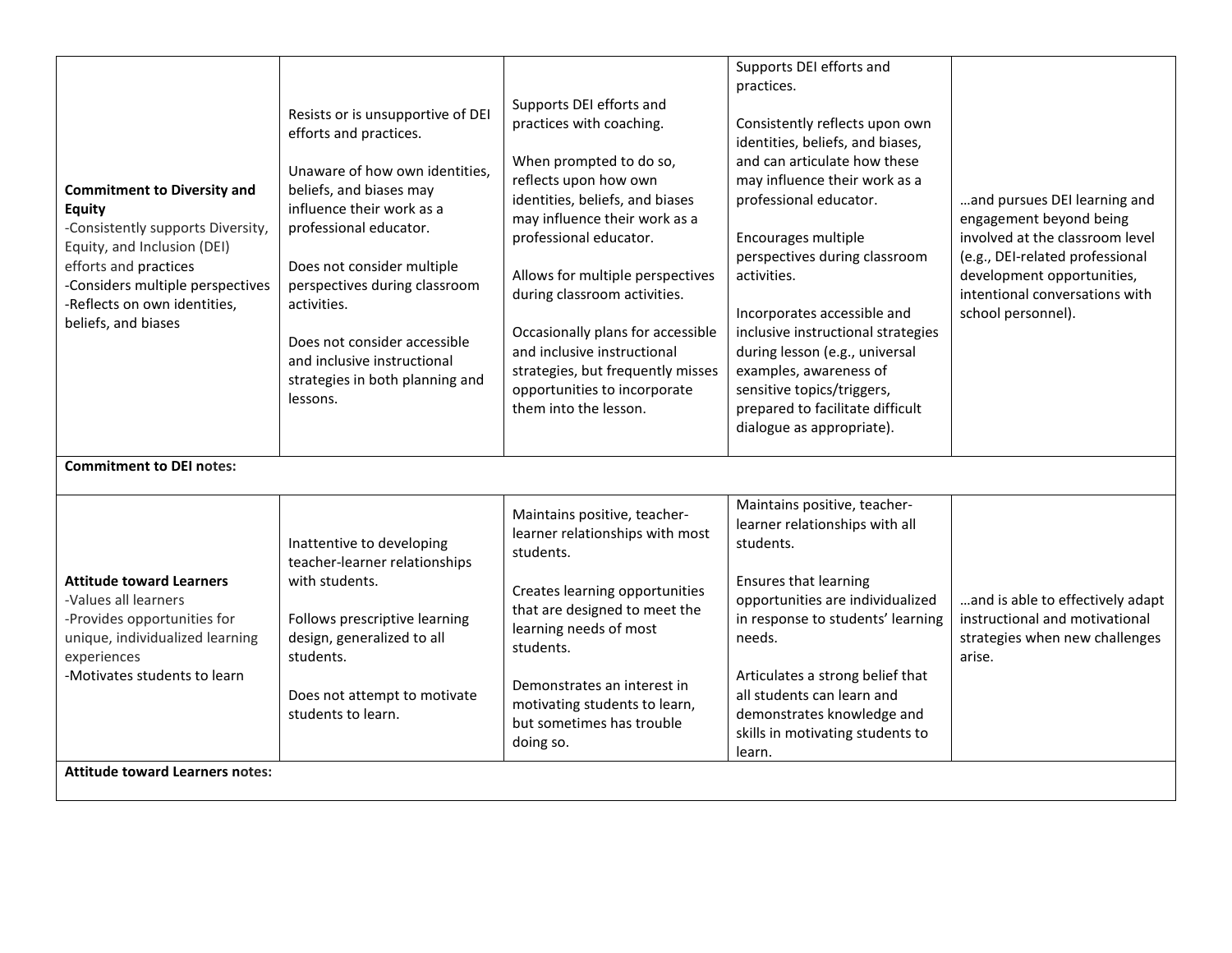| | | | | |
|---|---|---|---|---|
| **Commitment to Diversity and Equity**<br>-Consistently supports Diversity, Equity, and Inclusion (DEI) efforts and practices<br>-Considers multiple perspectives<br>-Reflects on own identities, beliefs, and biases | Resists or is unsupportive of DEI efforts and practices.<br><br>Unaware of how own identities, beliefs, and biases may influence their work as a professional educator.<br><br>Does not consider multiple perspectives during classroom activities.<br><br>Does not consider accessible and inclusive instructional strategies in both planning and lessons. | Supports DEI efforts and practices with coaching.<br><br>When prompted to do so, reflects upon how own identities, beliefs, and biases may influence their work as a professional educator.<br><br>Allows for multiple perspectives during classroom activities.<br><br>Occasionally plans for accessible and inclusive instructional strategies, but frequently misses opportunities to incorporate them into the lesson. | Supports DEI efforts and practices.<br><br>Consistently reflects upon own identities, beliefs, and biases, and can articulate how these may influence their work as a professional educator.<br><br>Encourages multiple perspectives during classroom activities.<br><br>Incorporates accessible and inclusive instructional strategies during lesson (e.g., universal examples, awareness of sensitive topics/triggers, prepared to facilitate difficult dialogue as appropriate). | …and pursues DEI learning and engagement beyond being involved at the classroom level (e.g., DEI-related professional development opportunities, intentional conversations with school personnel). |
| **Commitment to DEI notes:** | | | | |
| **Attitude toward Learners**<br>-Values all learners<br>-Provides opportunities for unique, individualized learning experiences<br>-Motivates students to learn | Inattentive to developing teacher-learner relationships with students.<br><br>Follows prescriptive learning design, generalized to all students.<br><br>Does not attempt to motivate students to learn. | Maintains positive, teacher-learner relationships with most students.<br><br>Creates learning opportunities that are designed to meet the learning needs of most students.<br><br>Demonstrates an interest in motivating students to learn, but sometimes has trouble doing so. | Maintains positive, teacher-learner relationships with all students.<br><br>Ensures that learning opportunities are individualized in response to students' learning needs.<br><br>Articulates a strong belief that all students can learn and demonstrates knowledge and skills in motivating students to learn. | …and is able to effectively adapt instructional and motivational strategies when new challenges arise. |
| **Attitude toward Learners notes:** | | | | |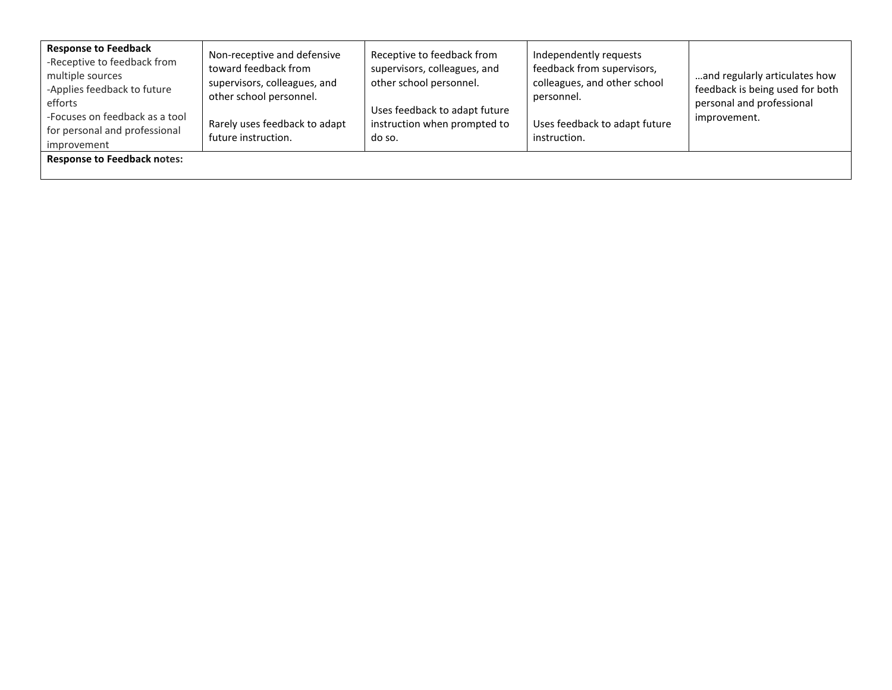| | | | | |
|---|---|---|---|---|
| **Response to Feedback**<br>-Receptive to feedback from multiple sources<br>-Applies feedback to future efforts<br>-Focuses on feedback as a tool for personal and professional improvement | Non-receptive and defensive toward feedback from supervisors, colleagues, and other school personnel.<br><br>Rarely uses feedback to adapt future instruction. | Receptive to feedback from supervisors, colleagues, and other school personnel.<br><br>Uses feedback to adapt future instruction when prompted to do so. | Independently requests feedback from supervisors, colleagues, and other school personnel.<br><br>Uses feedback to adapt future instruction. | …and regularly articulates how feedback is being used for both personal and professional improvement. |
| **Response to Feedback notes:** | | | | |